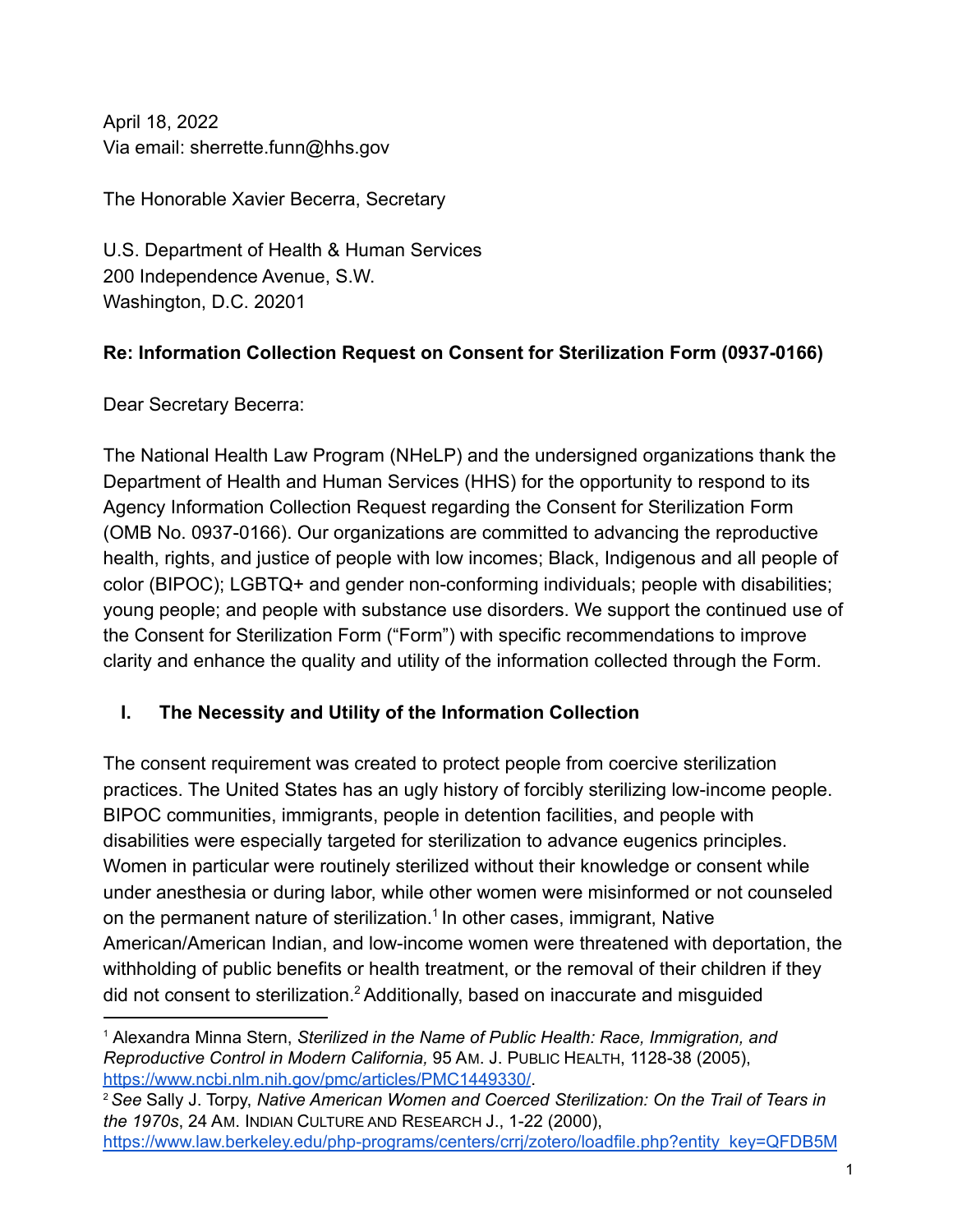April 18, 2022
Via email: sherrette.funn@hhs.gov

The Honorable Xavier Becerra, Secretary

U.S. Department of Health & Human Services
200 Independence Avenue, S.W.
Washington, D.C. 20201

**Re: Information Collection Request on Consent for Sterilization Form (0937-0166)**

Dear Secretary Becerra:

The National Health Law Program (NHeLP) and the undersigned organizations thank the Department of Health and Human Services (HHS) for the opportunity to respond to its Agency Information Collection Request regarding the Consent for Sterilization Form (OMB No. 0937-0166). Our organizations are committed to advancing the reproductive health, rights, and justice of people with low incomes; Black, Indigenous and all people of color (BIPOC); LGBTQ+ and gender non-conforming individuals; people with disabilities; young people; and people with substance use disorders. We support the continued use of the Consent for Sterilization Form ("Form") with specific recommendations to improve clarity and enhance the quality and utility of the information collected through the Form.

## I. The Necessity and Utility of the Information Collection

The consent requirement was created to protect people from coercive sterilization practices. The United States has an ugly history of forcibly sterilizing low-income people. BIPOC communities, immigrants, people in detention facilities, and people with disabilities were especially targeted for sterilization to advance eugenics principles. Women in particular were routinely sterilized without their knowledge or consent while under anesthesia or during labor, while other women were misinformed or not counseled on the permanent nature of sterilization.[1] In other cases, immigrant, Native American/American Indian, and low-income women were threatened with deportation, the withholding of public benefits or health treatment, or the removal of their children if they did not consent to sterilization.[2] Additionally, based on inaccurate and misguided

---

[1] Alexandra Minna Stern, *Sterilized in the Name of Public Health: Race, Immigration, and Reproductive Control in Modern California,* 95 AM. J. PUBLIC HEALTH, 1128-38 (2005), https://www.ncbi.nlm.nih.gov/pmc/articles/PMC1449330/.

[2] *See* Sally J. Torpy, *Native American Women and Coerced Sterilization: On the Trail of Tears in the 1970s*, 24 AM. INDIAN CULTURE AND RESEARCH J., 1-22 (2000), https://www.law.berkeley.edu/php-programs/centers/crrj/zotero/loadfile.php?entity_key=QFDB5M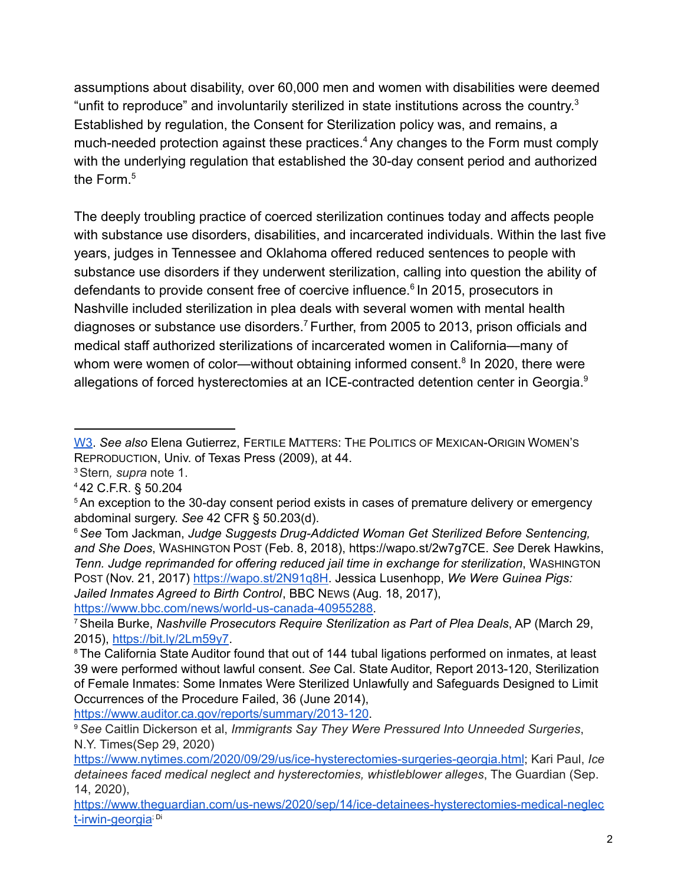assumptions about disability, over 60,000 men and women with disabilities were deemed "unfit to reproduce" and involuntarily sterilized in state institutions across the country.[3] Established by regulation, the Consent for Sterilization policy was, and remains, a much-needed protection against these practices.[4] Any changes to the Form must comply with the underlying regulation that established the 30-day consent period and authorized the Form.[5]

The deeply troubling practice of coerced sterilization continues today and affects people with substance use disorders, disabilities, and incarcerated individuals. Within the last five years, judges in Tennessee and Oklahoma offered reduced sentences to people with substance use disorders if they underwent sterilization, calling into question the ability of defendants to provide consent free of coercive influence.[6] In 2015, prosecutors in Nashville included sterilization in plea deals with several women with mental health diagnoses or substance use disorders.[7] Further, from 2005 to 2013, prison officials and medical staff authorized sterilizations of incarcerated women in California—many of whom were women of color—without obtaining informed consent.[8] In 2020, there were allegations of forced hysterectomies at an ICE-contracted detention center in Georgia.[9]

---

W3. *See also* Elena Gutierrez, FERTILE MATTERS: THE POLITICS OF MEXICAN-ORIGIN WOMEN'S REPRODUCTION, Univ. of Texas Press (2009), at 44.

[3] Stern*, supra* note 1.

[4] 42 C.F.R. § 50.204

[5] An exception to the 30-day consent period exists in cases of premature delivery or emergency abdominal surgery. *See* 42 CFR § 50.203(d).

[6] *See* Tom Jackman, *Judge Suggests Drug-Addicted Woman Get Sterilized Before Sentencing, and She Does*, WASHINGTON POST (Feb. 8, 2018), https://wapo.st/2w7g7CE. *See* Derek Hawkins, *Tenn. Judge reprimanded for offering reduced jail time in exchange for sterilization*, WASHINGTON POST (Nov. 21, 2017) https://wapo.st/2N91q8H. Jessica Lusenhopp, *We Were Guinea Pigs: Jailed Inmates Agreed to Birth Control*, BBC NEWS (Aug. 18, 2017), https://www.bbc.com/news/world-us-canada-40955288.

[7] Sheila Burke, *Nashville Prosecutors Require Sterilization as Part of Plea Deals*, AP (March 29, 2015), https://bit.ly/2Lm59y7.

[8] The California State Auditor found that out of 144 tubal ligations performed on inmates, at least 39 were performed without lawful consent. *See* Cal. State Auditor, Report 2013-120, Sterilization of Female Inmates: Some Inmates Were Sterilized Unlawfully and Safeguards Designed to Limit Occurrences of the Procedure Failed, 36 (June 2014), https://www.auditor.ca.gov/reports/summary/2013-120.

[9] *See* Caitlin Dickerson et al, *Immigrants Say They Were Pressured Into Unneeded Surgeries*, N.Y. Times(Sep 29, 2020) https://www.nytimes.com/2020/09/29/us/ice-hysterectomies-surgeries-georgia.html; Kari Paul, *Ice detainees faced medical neglect and hysterectomies, whistleblower alleges*, The Guardian (Sep. 14, 2020), https://www.theguardian.com/us-news/2020/sep/14/ice-detainees-hysterectomies-medical-neglect-irwin-georgia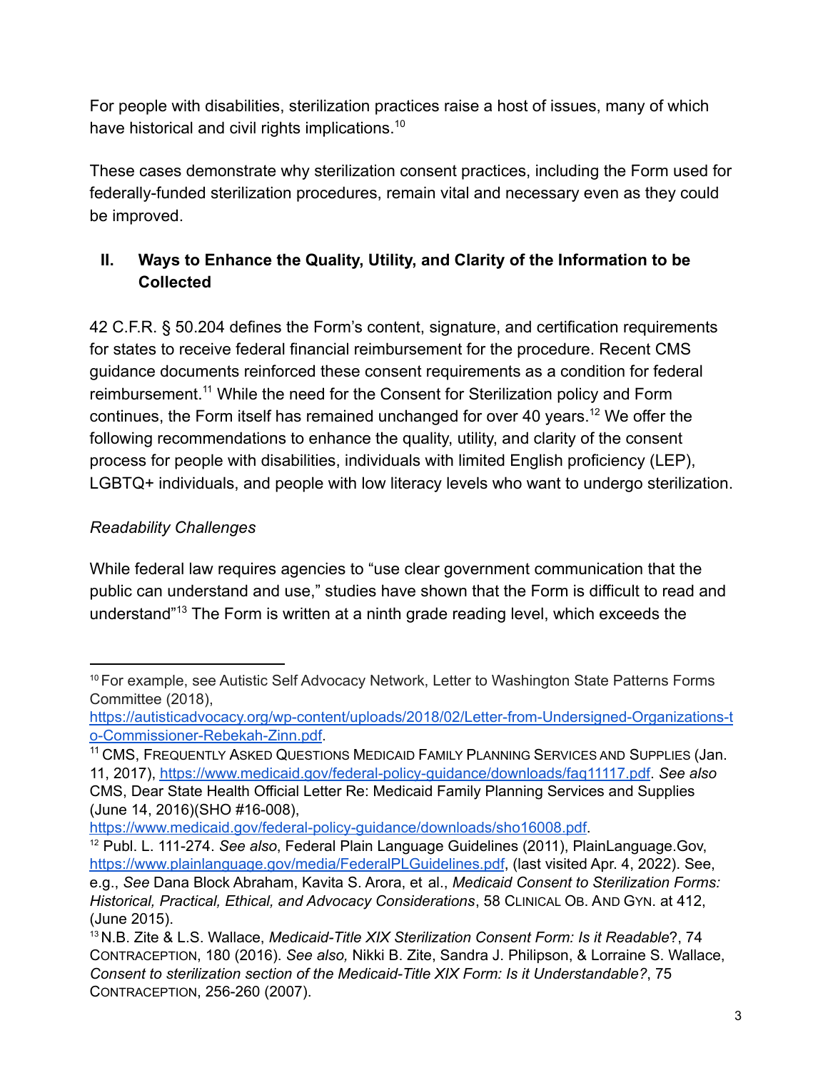For people with disabilities, sterilization practices raise a host of issues, many of which have historical and civil rights implications.[10]

These cases demonstrate why sterilization consent practices, including the Form used for federally-funded sterilization procedures, remain vital and necessary even as they could be improved.

## II. Ways to Enhance the Quality, Utility, and Clarity of the Information to be Collected

42 C.F.R. § 50.204 defines the Form's content, signature, and certification requirements for states to receive federal financial reimbursement for the procedure. Recent CMS guidance documents reinforced these consent requirements as a condition for federal reimbursement.[11] While the need for the Consent for Sterilization policy and Form continues, the Form itself has remained unchanged for over 40 years.[12] We offer the following recommendations to enhance the quality, utility, and clarity of the consent process for people with disabilities, individuals with limited English proficiency (LEP), LGBTQ+ individuals, and people with low literacy levels who want to undergo sterilization.

*Readability Challenges*

While federal law requires agencies to "use clear government communication that the public can understand and use," studies have shown that the Form is difficult to read and understand"[13] The Form is written at a ninth grade reading level, which exceeds the

---

[10] For example, see Autistic Self Advocacy Network, Letter to Washington State Patterns Forms Committee (2018), https://autisticadvocacy.org/wp-content/uploads/2018/02/Letter-from-Undersigned-Organizations-to-Commissioner-Rebekah-Zinn.pdf.

[11] CMS, Frequently Asked Questions Medicaid Family Planning Services and Supplies (Jan. 11, 2017), https://www.medicaid.gov/federal-policy-guidance/downloads/faq11117.pdf. *See also* CMS, Dear State Health Official Letter Re: Medicaid Family Planning Services and Supplies (June 14, 2016)(SHO #16-008), https://www.medicaid.gov/federal-policy-guidance/downloads/sho16008.pdf.

[12] Publ. L. 111-274. *See also*, Federal Plain Language Guidelines (2011), PlainLanguage.Gov, https://www.plainlanguage.gov/media/FederalPLGuidelines.pdf, (last visited Apr. 4, 2022). See, e.g., *See* Dana Block Abraham, Kavita S. Arora, et al., *Medicaid Consent to Sterilization Forms: Historical, Practical, Ethical, and Advocacy Considerations*, 58 Clinical Ob. and Gyn. at 412, (June 2015).

[13] N.B. Zite & L.S. Wallace, *Medicaid-Title XIX Sterilization Consent Form: Is it Readable*?, 74 Contraception, 180 (2016). *See also,* Nikki B. Zite, Sandra J. Philipson, & Lorraine S. Wallace, *Consent to sterilization section of the Medicaid-Title XIX Form: Is it Understandable?*, 75 Contraception, 256-260 (2007).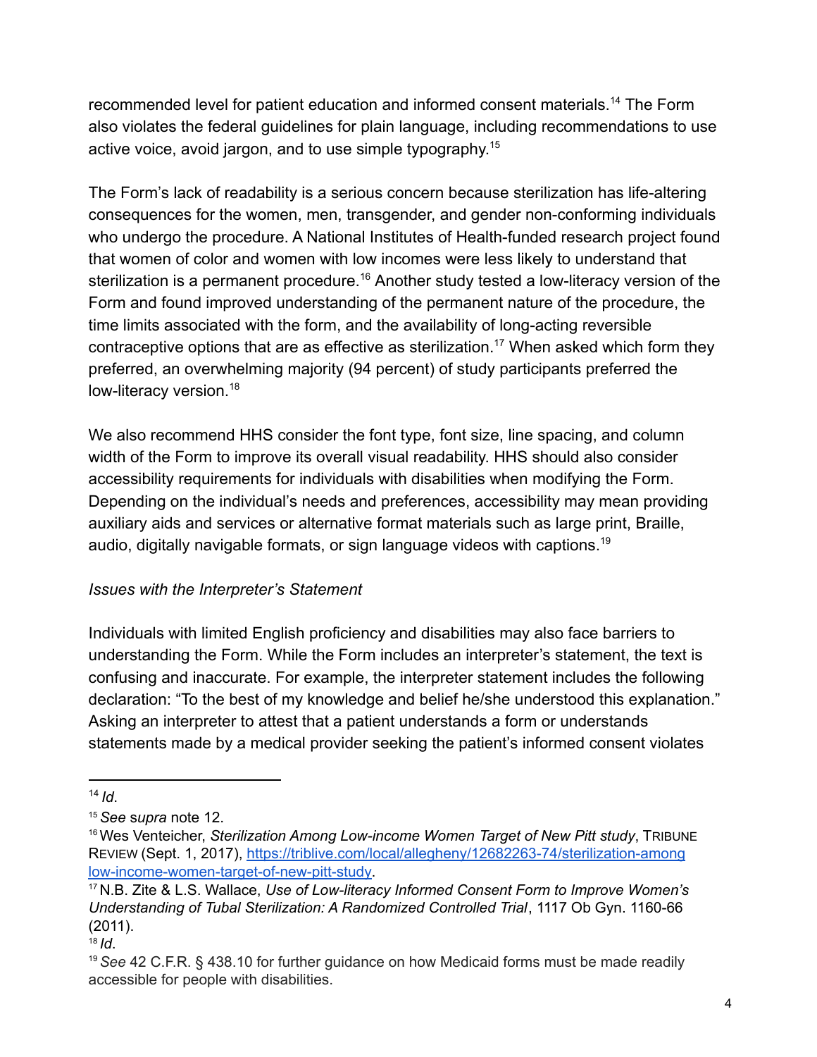recommended level for patient education and informed consent materials.[14] The Form also violates the federal guidelines for plain language, including recommendations to use active voice, avoid jargon, and to use simple typography.[15]

The Form's lack of readability is a serious concern because sterilization has life-altering consequences for the women, men, transgender, and gender non-conforming individuals who undergo the procedure. A National Institutes of Health-funded research project found that women of color and women with low incomes were less likely to understand that sterilization is a permanent procedure.[16] Another study tested a low-literacy version of the Form and found improved understanding of the permanent nature of the procedure, the time limits associated with the form, and the availability of long-acting reversible contraceptive options that are as effective as sterilization.[17] When asked which form they preferred, an overwhelming majority (94 percent) of study participants preferred the low-literacy version.[18]

We also recommend HHS consider the font type, font size, line spacing, and column width of the Form to improve its overall visual readability. HHS should also consider accessibility requirements for individuals with disabilities when modifying the Form. Depending on the individual's needs and preferences, accessibility may mean providing auxiliary aids and services or alternative format materials such as large print, Braille, audio, digitally navigable formats, or sign language videos with captions.[19]

*Issues with the Interpreter's Statement*

Individuals with limited English proficiency and disabilities may also face barriers to understanding the Form. While the Form includes an interpreter's statement, the text is confusing and inaccurate. For example, the interpreter statement includes the following declaration: "To the best of my knowledge and belief he/she understood this explanation." Asking an interpreter to attest that a patient understands a form or understands statements made by a medical provider seeking the patient's informed consent violates

---

[14] *Id.*

[15] *See supra* note 12.

[16] Wes Venteicher, *Sterilization Among Low-income Women Target of New Pitt study*, TRIBUNE REVIEW (Sept. 1, 2017), [https://triblive.com/local/allegheny/12682263-74/sterilization-among low-income-women-target-of-new-pitt-study](https://triblive.com/local/allegheny/12682263-74/sterilization-among-low-income-women-target-of-new-pitt-study).

[17] N.B. Zite & L.S. Wallace, *Use of Low-literacy Informed Consent Form to Improve Women's Understanding of Tubal Sterilization: A Randomized Controlled Trial*, 1117 Ob Gyn. 1160-66 (2011).

[18] *Id.*

[19] *See* 42 C.F.R. § 438.10 for further guidance on how Medicaid forms must be made readily accessible for people with disabilities.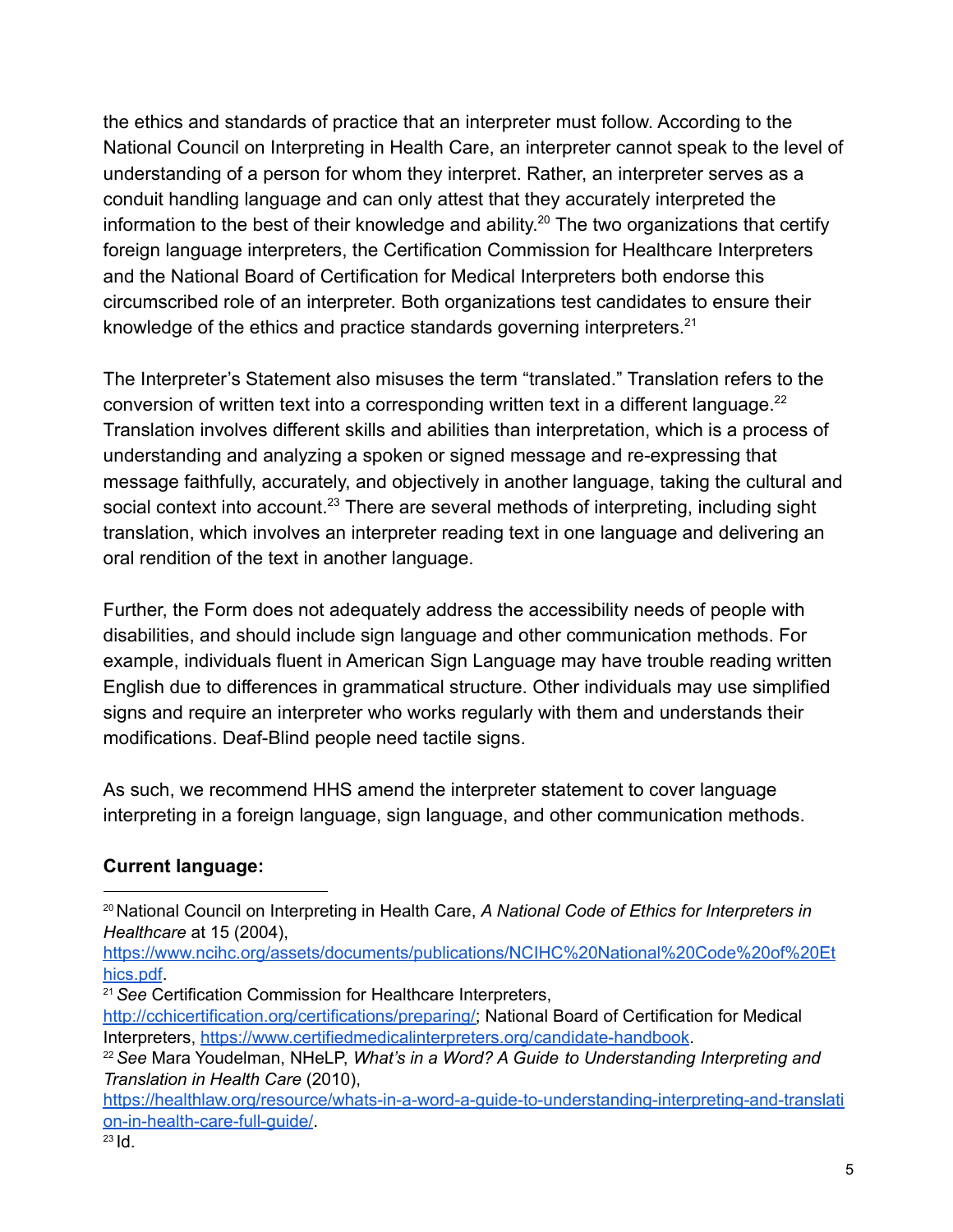the ethics and standards of practice that an interpreter must follow. According to the National Council on Interpreting in Health Care, an interpreter cannot speak to the level of understanding of a person for whom they interpret. Rather, an interpreter serves as a conduit handling language and can only attest that they accurately interpreted the information to the best of their knowledge and ability.[20] The two organizations that certify foreign language interpreters, the Certification Commission for Healthcare Interpreters and the National Board of Certification for Medical Interpreters both endorse this circumscribed role of an interpreter. Both organizations test candidates to ensure their knowledge of the ethics and practice standards governing interpreters.[21]

The Interpreter's Statement also misuses the term "translated." Translation refers to the conversion of written text into a corresponding written text in a different language.[22] Translation involves different skills and abilities than interpretation, which is a process of understanding and analyzing a spoken or signed message and re-expressing that message faithfully, accurately, and objectively in another language, taking the cultural and social context into account.[23] There are several methods of interpreting, including sight translation, which involves an interpreter reading text in one language and delivering an oral rendition of the text in another language.

Further, the Form does not adequately address the accessibility needs of people with disabilities, and should include sign language and other communication methods. For example, individuals fluent in American Sign Language may have trouble reading written English due to differences in grammatical structure. Other individuals may use simplified signs and require an interpreter who works regularly with them and understands their modifications. Deaf-Blind people need tactile signs.

As such, we recommend HHS amend the interpreter statement to cover language interpreting in a foreign language, sign language, and other communication methods.

**Current language:**

---

[20] National Council on Interpreting in Health Care, *A National Code of Ethics for Interpreters in Healthcare* at 15 (2004), https://www.ncihc.org/assets/documents/publications/NCIHC%20National%20Code%20of%20Ethics.pdf.

[21] *See* Certification Commission for Healthcare Interpreters, http://cchicertification.org/certifications/preparing/; National Board of Certification for Medical Interpreters, https://www.certifiedmedicalinterpreters.org/candidate-handbook.

[22] *See* Mara Youdelman, NHeLP, *What's in a Word? A Guide to Understanding Interpreting and Translation in Health Care* (2010), https://healthlaw.org/resource/whats-in-a-word-a-guide-to-understanding-interpreting-and-translation-in-health-care-full-guide/.

[23] Id.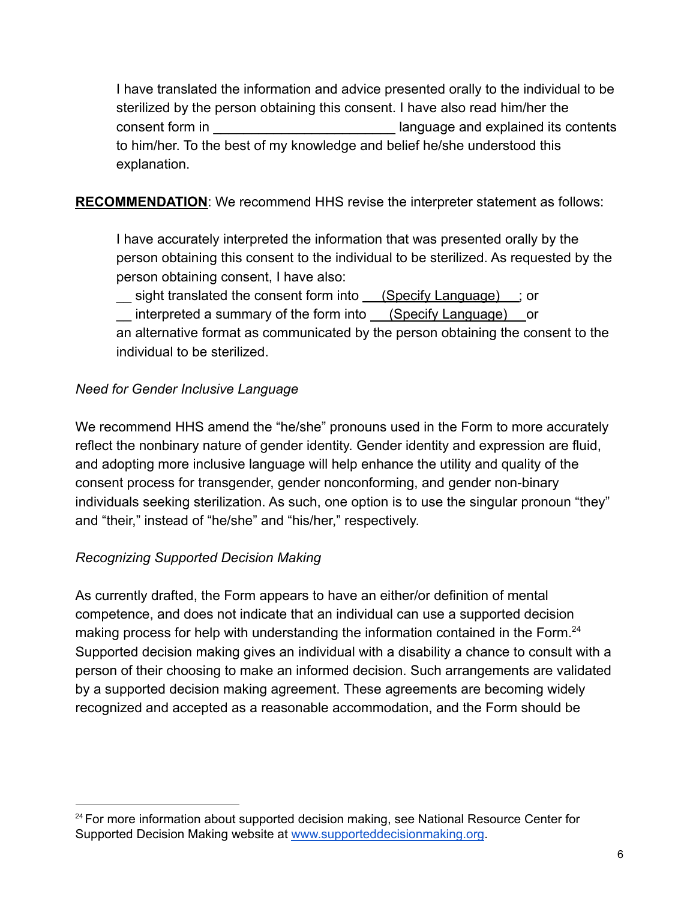> I have translated the information and advice presented orally to the individual to be sterilized by the person obtaining this consent. I have also read him/her the consent form in ________________________ language and explained its contents to him/her. To the best of my knowledge and belief he/she understood this explanation.

**RECOMMENDATION**: We recommend HHS revise the interpreter statement as follows:

> I have accurately interpreted the information that was presented orally by the person obtaining this consent to the individual to be sterilized. As requested by the person obtaining consent, I have also:
> __ sight translated the consent form into ___(Specify Language)___; or
> __ interpreted a summary of the form into ___(Specify Language)___ or
> an alternative format as communicated by the person obtaining the consent to the individual to be sterilized.

*Need for Gender Inclusive Language*

We recommend HHS amend the "he/she" pronouns used in the Form to more accurately reflect the nonbinary nature of gender identity. Gender identity and expression are fluid, and adopting more inclusive language will help enhance the utility and quality of the consent process for transgender, gender nonconforming, and gender non-binary individuals seeking sterilization. As such, one option is to use the singular pronoun "they" and "their," instead of "he/she" and "his/her," respectively.

*Recognizing Supported Decision Making*

As currently drafted, the Form appears to have an either/or definition of mental competence, and does not indicate that an individual can use a supported decision making process for help with understanding the information contained in the Form.[24] Supported decision making gives an individual with a disability a chance to consult with a person of their choosing to make an informed decision. Such arrangements are validated by a supported decision making agreement. These agreements are becoming widely recognized and accepted as a reasonable accommodation, and the Form should be

[24] For more information about supported decision making, see National Resource Center for Supported Decision Making website at www.supporteddecisionmaking.org.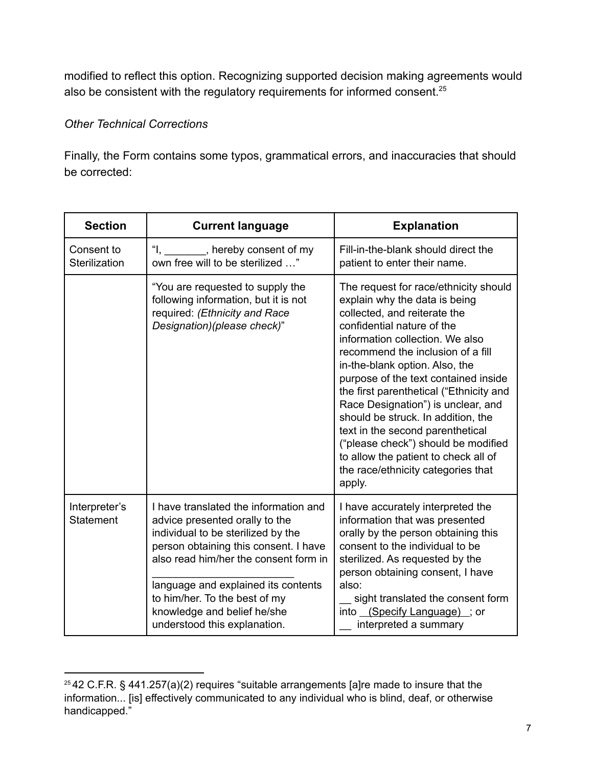modified to reflect this option. Recognizing supported decision making agreements would also be consistent with the regulatory requirements for informed consent.[25]

*Other Technical Corrections*

Finally, the Form contains some typos, grammatical errors, and inaccuracies that should be corrected:

| Section | Current language | Explanation |
|---|---|---|
| Consent to Sterilization | "I, _______, hereby consent of my own free will to be sterilized …" | Fill-in-the-blank should direct the patient to enter their name. |
| | "You are requested to supply the following information, but it is not required: *(Ethnicity and Race Designation)(please check)*" | The request for race/ethnicity should explain why the data is being collected, and reiterate the confidential nature of the information collection. We also recommend the inclusion of a fill in-the-blank option. Also, the purpose of the text contained inside the first parenthetical ("Ethnicity and Race Designation") is unclear, and should be struck. In addition, the text in the second parenthetical ("please check") should be modified to allow the patient to check all of the race/ethnicity categories that apply. |
| Interpreter's Statement | I have translated the information and advice presented orally to the individual to be sterilized by the person obtaining this consent. I have also read him/her the consent form in _______________________ language and explained its contents to him/her. To the best of my knowledge and belief he/she understood this explanation. | I have accurately interpreted the information that was presented orally by the person obtaining this consent to the individual to be sterilized. As requested by the person obtaining consent, I have also: __ sight translated the consent form into __(Specify Language)__; or __ interpreted a summary |

[25] 42 C.F.R. § 441.257(a)(2) requires "suitable arrangements [a]re made to insure that the information... [is] effectively communicated to any individual who is blind, deaf, or otherwise handicapped."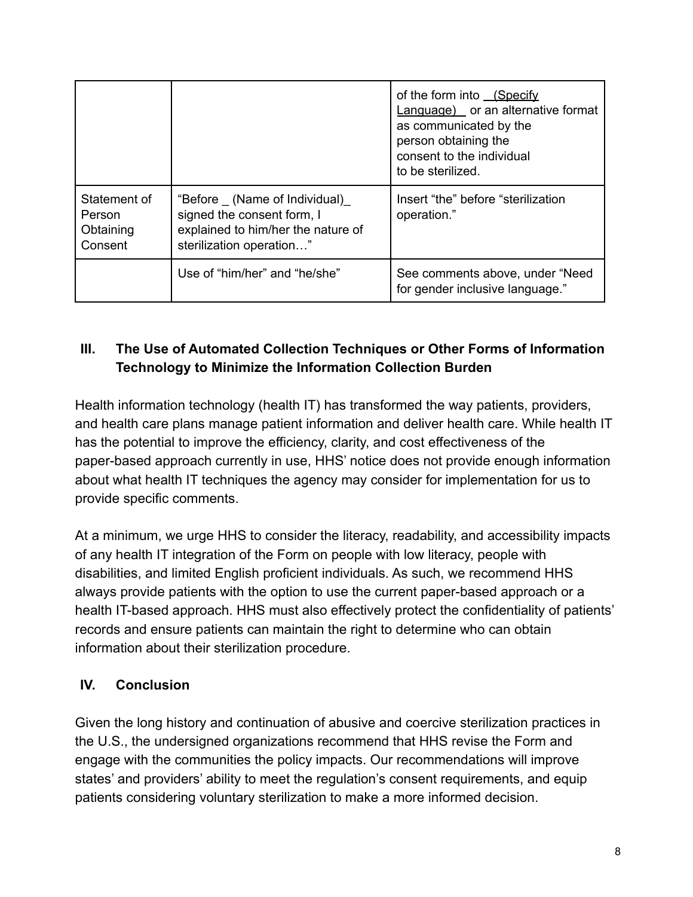| | | |
|---|---|---|
| | | of the form into __(Specify Language)__ or an alternative format as communicated by the person obtaining the consent to the individual to be sterilized. |
| Statement of Person Obtaining Consent | "Before _ (Name of Individual)_ signed the consent form, I explained to him/her the nature of sterilization operation…" | Insert "the" before "sterilization operation." |
| | Use of "him/her" and "he/she" | See comments above, under "Need for gender inclusive language." |

## III. The Use of Automated Collection Techniques or Other Forms of Information Technology to Minimize the Information Collection Burden

Health information technology (health IT) has transformed the way patients, providers, and health care plans manage patient information and deliver health care. While health IT has the potential to improve the efficiency, clarity, and cost effectiveness of the paper-based approach currently in use, HHS' notice does not provide enough information about what health IT techniques the agency may consider for implementation for us to provide specific comments.

At a minimum, we urge HHS to consider the literacy, readability, and accessibility impacts of any health IT integration of the Form on people with low literacy, people with disabilities, and limited English proficient individuals. As such, we recommend HHS always provide patients with the option to use the current paper-based approach or a health IT-based approach. HHS must also effectively protect the confidentiality of patients' records and ensure patients can maintain the right to determine who can obtain information about their sterilization procedure.

## IV. Conclusion

Given the long history and continuation of abusive and coercive sterilization practices in the U.S., the undersigned organizations recommend that HHS revise the Form and engage with the communities the policy impacts. Our recommendations will improve states' and providers' ability to meet the regulation's consent requirements, and equip patients considering voluntary sterilization to make a more informed decision.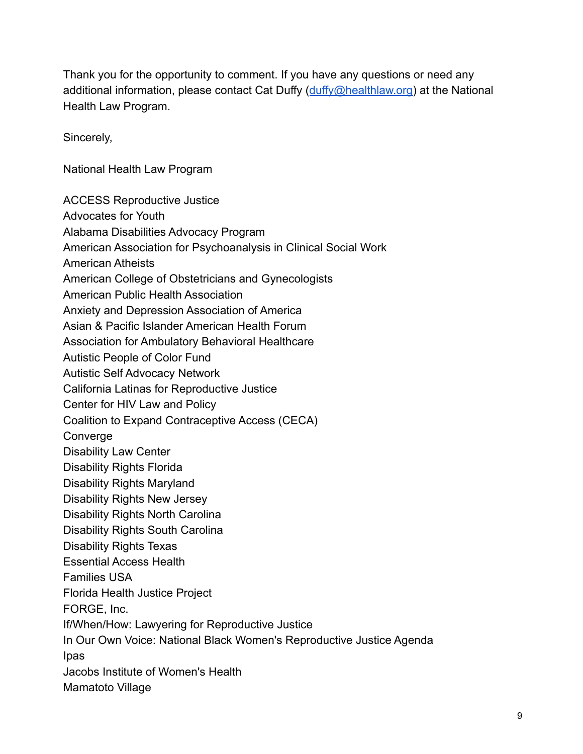Thank you for the opportunity to comment. If you have any questions or need any additional information, please contact Cat Duffy ([duffy@healthlaw.org](mailto:duffy@healthlaw.org)) at the National Health Law Program.

Sincerely,

National Health Law Program

ACCESS Reproductive Justice
Advocates for Youth
Alabama Disabilities Advocacy Program
American Association for Psychoanalysis in Clinical Social Work
American Atheists
American College of Obstetricians and Gynecologists
American Public Health Association
Anxiety and Depression Association of America
Asian & Pacific Islander American Health Forum
Association for Ambulatory Behavioral Healthcare
Autistic People of Color Fund
Autistic Self Advocacy Network
California Latinas for Reproductive Justice
Center for HIV Law and Policy
Coalition to Expand Contraceptive Access (CECA)
Converge
Disability Law Center
Disability Rights Florida
Disability Rights Maryland
Disability Rights New Jersey
Disability Rights North Carolina
Disability Rights South Carolina
Disability Rights Texas
Essential Access Health
Families USA
Florida Health Justice Project
FORGE, Inc.
If/When/How: Lawyering for Reproductive Justice
In Our Own Voice: National Black Women's Reproductive Justice Agenda
Ipas
Jacobs Institute of Women's Health
Mamatoto Village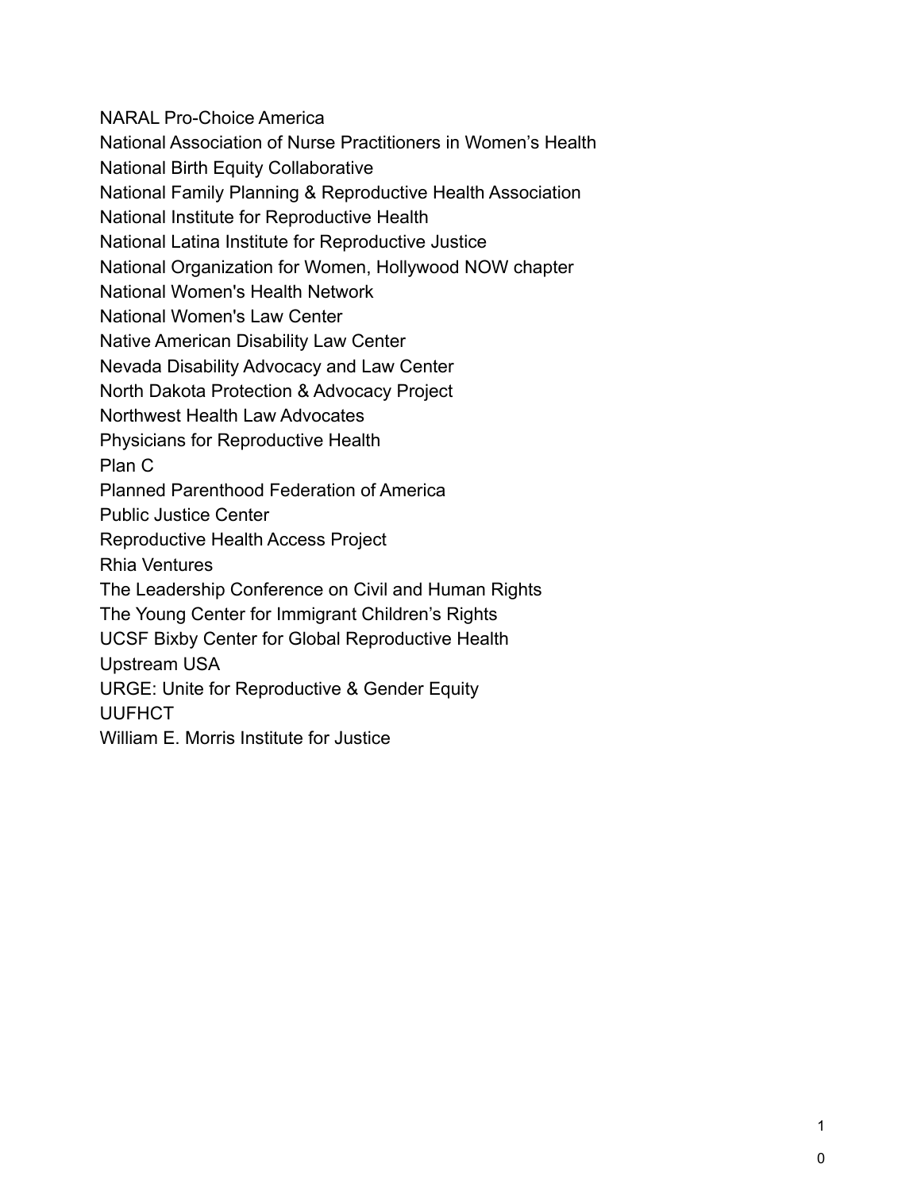NARAL Pro-Choice America
National Association of Nurse Practitioners in Women's Health
National Birth Equity Collaborative
National Family Planning & Reproductive Health Association
National Institute for Reproductive Health
National Latina Institute for Reproductive Justice
National Organization for Women, Hollywood NOW chapter
National Women's Health Network
National Women's Law Center
Native American Disability Law Center
Nevada Disability Advocacy and Law Center
North Dakota Protection & Advocacy Project
Northwest Health Law Advocates
Physicians for Reproductive Health
Plan C
Planned Parenthood Federation of America
Public Justice Center
Reproductive Health Access Project
Rhia Ventures
The Leadership Conference on Civil and Human Rights
The Young Center for Immigrant Children's Rights
UCSF Bixby Center for Global Reproductive Health
Upstream USA
URGE: Unite for Reproductive & Gender Equity
UUFHCT
William E. Morris Institute for Justice